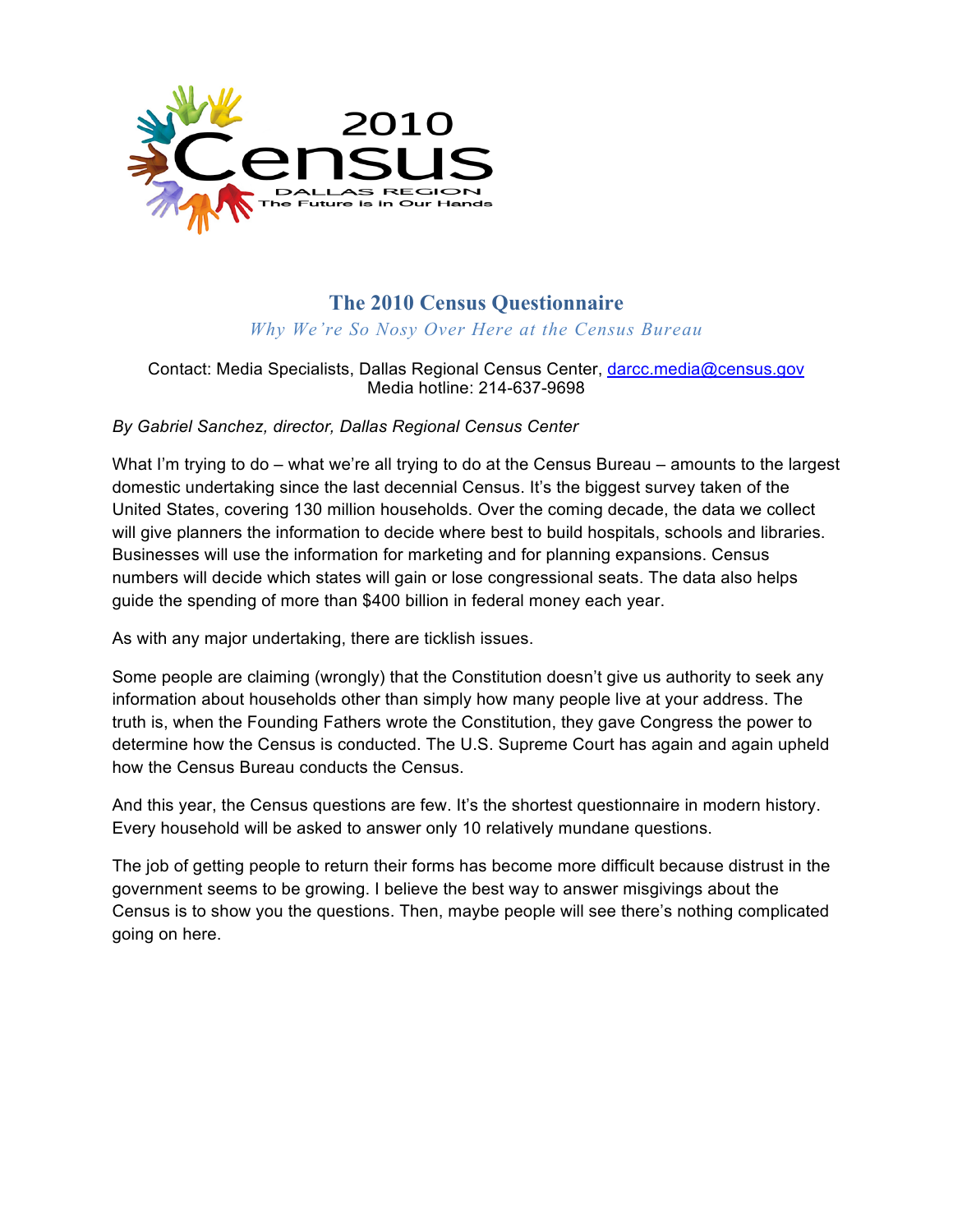2010 Census

DALLAS REGION

The Future is in Our Hands

# The 2010 Census Questionnaire

*Why We're So Nosy Over Here at the Census Bureau*

Contact: Media Specialists, Dallas Regional Census Center, darcc.media@census.gov
Media hotline: 214-637-9698

*By Gabriel Sanchez, director, Dallas Regional Census Center*

What I'm trying to do – what we're all trying to do at the Census Bureau – amounts to the largest domestic undertaking since the last decennial Census. It's the biggest survey taken of the United States, covering 130 million households. Over the coming decade, the data we collect will give planners the information to decide where best to build hospitals, schools and libraries. Businesses will use the information for marketing and for planning expansions. Census numbers will decide which states will gain or lose congressional seats. The data also helps guide the spending of more than $400 billion in federal money each year.

As with any major undertaking, there are ticklish issues.

Some people are claiming (wrongly) that the Constitution doesn't give us authority to seek any information about households other than simply how many people live at your address. The truth is, when the Founding Fathers wrote the Constitution, they gave Congress the power to determine how the Census is conducted. The U.S. Supreme Court has again and again upheld how the Census Bureau conducts the Census.

And this year, the Census questions are few. It's the shortest questionnaire in modern history. Every household will be asked to answer only 10 relatively mundane questions.

The job of getting people to return their forms has become more difficult because distrust in the government seems to be growing. I believe the best way to answer misgivings about the Census is to show you the questions. Then, maybe people will see there's nothing complicated going on here.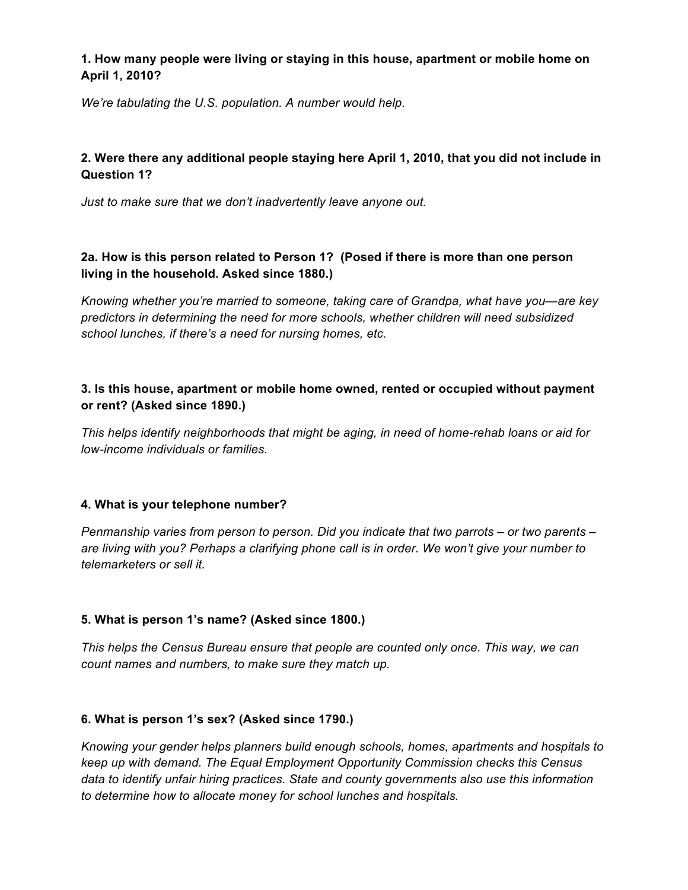**1. How many people were living or staying in this house, apartment or mobile home on April 1, 2010?**

*We're tabulating the U.S. population. A number would help.*

**2. Were there any additional people staying here April 1, 2010, that you did not include in Question 1?**

*Just to make sure that we don't inadvertently leave anyone out.*

**2a. How is this person related to Person 1? (Posed if there is more than one person living in the household. Asked since 1880.)**

*Knowing whether you're married to someone, taking care of Grandpa, what have you—are key predictors in determining the need for more schools, whether children will need subsidized school lunches, if there's a need for nursing homes, etc.*

**3. Is this house, apartment or mobile home owned, rented or occupied without payment or rent? (Asked since 1890.)**

*This helps identify neighborhoods that might be aging, in need of home-rehab loans or aid for low-income individuals or families.*

**4. What is your telephone number?**

*Penmanship varies from person to person. Did you indicate that two parrots – or two parents – are living with you? Perhaps a clarifying phone call is in order. We won't give your number to telemarketers or sell it.*

**5. What is person 1's name? (Asked since 1800.)**

*This helps the Census Bureau ensure that people are counted only once. This way, we can count names and numbers, to make sure they match up.*

**6. What is person 1's sex? (Asked since 1790.)**

*Knowing your gender helps planners build enough schools, homes, apartments and hospitals to keep up with demand. The Equal Employment Opportunity Commission checks this Census data to identify unfair hiring practices. State and county governments also use this information to determine how to allocate money for school lunches and hospitals.*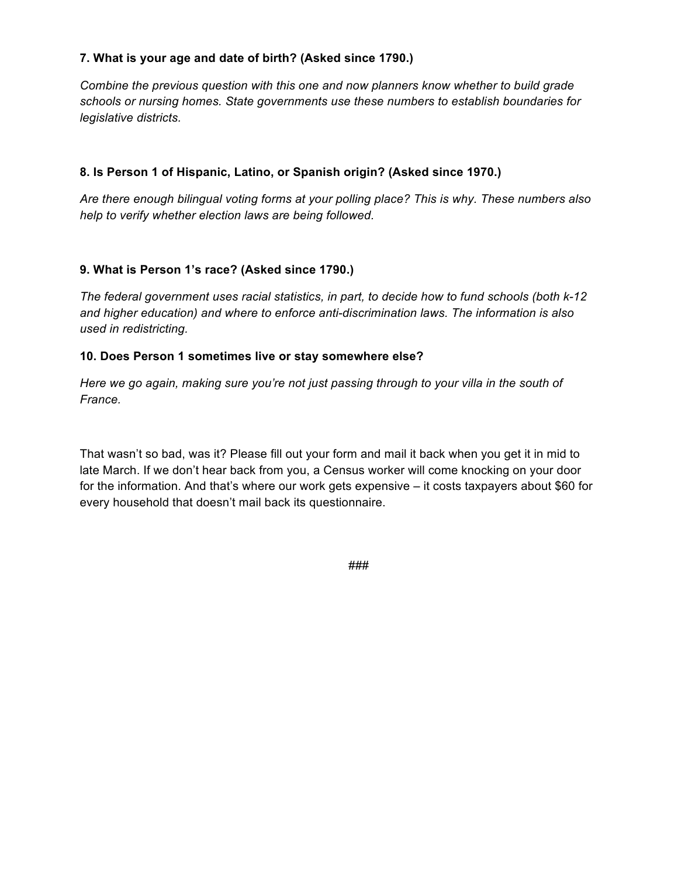**7. What is your age and date of birth? (Asked since 1790.)**

*Combine the previous question with this one and now planners know whether to build grade schools or nursing homes. State governments use these numbers to establish boundaries for legislative districts.*

**8. Is Person 1 of Hispanic, Latino, or Spanish origin? (Asked since 1970.)**

*Are there enough bilingual voting forms at your polling place? This is why. These numbers also help to verify whether election laws are being followed.*

**9. What is Person 1's race? (Asked since 1790.)**

*The federal government uses racial statistics, in part, to decide how to fund schools (both k-12 and higher education) and where to enforce anti-discrimination laws. The information is also used in redistricting.*

**10. Does Person 1 sometimes live or stay somewhere else?**

*Here we go again, making sure you're not just passing through to your villa in the south of France.*

That wasn't so bad, was it? Please fill out your form and mail it back when you get it in mid to late March. If we don't hear back from you, a Census worker will come knocking on your door for the information. And that's where our work gets expensive – it costs taxpayers about $60 for every household that doesn't mail back its questionnaire.

###